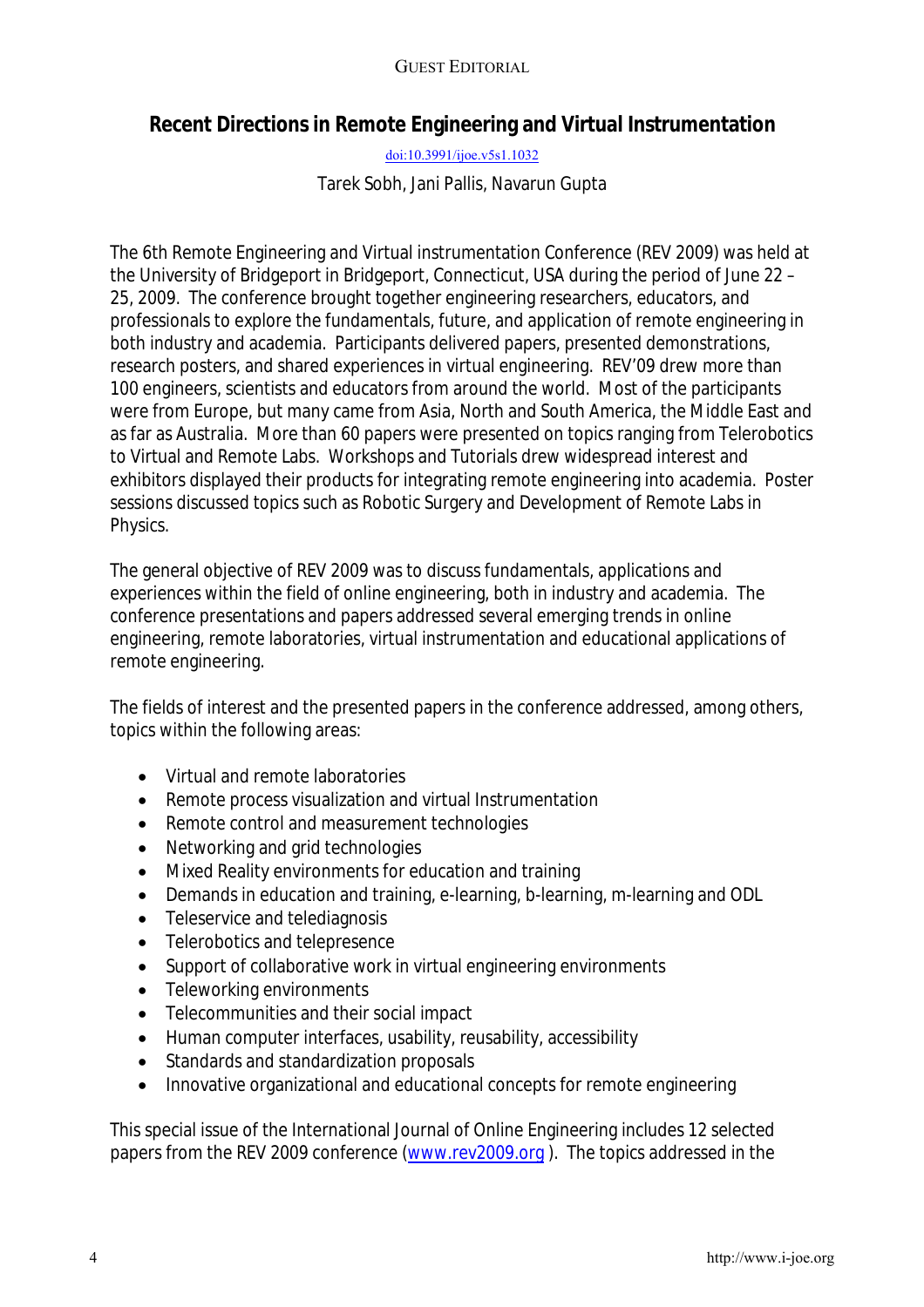GUEST EDITORIAL

# Recent Directions in Remote Engineering and Virtual Instrumentation

doi:10.3991/ijoe.v5s1.1032

Tarek Sobh, Jani Pallis, Navarun Gupta

The 6th Remote Engineering and Virtual instrumentation Conference (REV 2009) was held at the University of Bridgeport in Bridgeport, Connecticut, USA during the period of June 22 – 25, 2009. The conference brought together engineering researchers, educators, and professionals to explore the fundamentals, future, and application of remote engineering in both industry and academia. Participants delivered papers, presented demonstrations, research posters, and shared experiences in virtual engineering. REV'09 drew more than 100 engineers, scientists and educators from around the world. Most of the participants were from Europe, but many came from Asia, North and South America, the Middle East and as far as Australia. More than 60 papers were presented on topics ranging from Telerobotics to Virtual and Remote Labs. Workshops and Tutorials drew widespread interest and exhibitors displayed their products for integrating remote engineering into academia. Poster sessions discussed topics such as Robotic Surgery and Development of Remote Labs in Physics.

The general objective of REV 2009 was to discuss fundamentals, applications and experiences within the field of online engineering, both in industry and academia. The conference presentations and papers addressed several emerging trends in online engineering, remote laboratories, virtual instrumentation and educational applications of remote engineering.

The fields of interest and the presented papers in the conference addressed, among others, topics within the following areas:

- Virtual and remote laboratories
- Remote process visualization and virtual Instrumentation
- Remote control and measurement technologies
- Networking and grid technologies
- Mixed Reality environments for education and training
- Demands in education and training, e-learning, b-learning, m-learning and ODL
- Teleservice and telediagnosis
- Telerobotics and telepresence
- Support of collaborative work in virtual engineering environments
- Teleworking environments
- Telecommunities and their social impact
- Human computer interfaces, usability, reusability, accessibility
- Standards and standardization proposals
- Innovative organizational and educational concepts for remote engineering

This special issue of the International Journal of Online Engineering includes 12 selected papers from the REV 2009 conference (www.rev2009.org ). The topics addressed in the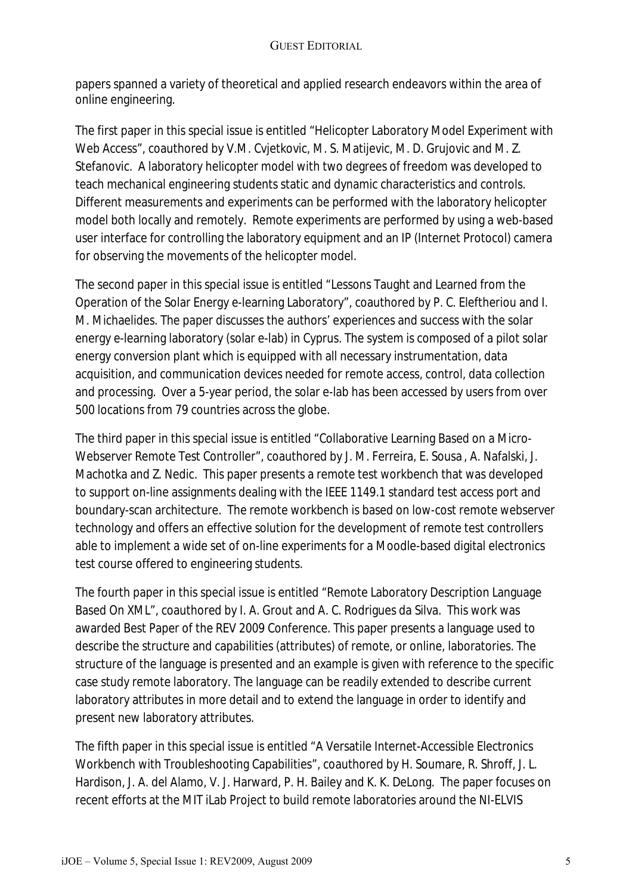papers spanned a variety of theoretical and applied research endeavors within the area of online engineering.

The first paper in this special issue is entitled "Helicopter Laboratory Model Experiment with Web Access", coauthored by V.M. Cvjetkovic, M. S. Matijevic, M. D. Grujovic and M. Z. Stefanovic. A laboratory helicopter model with two degrees of freedom was developed to teach mechanical engineering students static and dynamic characteristics and controls. Different measurements and experiments can be performed with the laboratory helicopter model both locally and remotely. Remote experiments are performed by using a web-based user interface for controlling the laboratory equipment and an IP (Internet Protocol) camera for observing the movements of the helicopter model.

The second paper in this special issue is entitled "Lessons Taught and Learned from the Operation of the Solar Energy e-learning Laboratory", coauthored by P. C. Eleftheriou and I. M. Michaelides. The paper discusses the authors' experiences and success with the solar energy e-learning laboratory (solar e-lab) in Cyprus. The system is composed of a pilot solar energy conversion plant which is equipped with all necessary instrumentation, data acquisition, and communication devices needed for remote access, control, data collection and processing. Over a 5-year period, the solar e-lab has been accessed by users from over 500 locations from 79 countries across the globe.

The third paper in this special issue is entitled "Collaborative Learning Based on a Micro-Webserver Remote Test Controller", coauthored by J. M. Ferreira, E. Sousa , A. Nafalski, J. Machotka and Z. Nedic. This paper presents a remote test workbench that was developed to support on-line assignments dealing with the IEEE 1149.1 standard test access port and boundary-scan architecture. The remote workbench is based on low-cost remote webserver technology and offers an effective solution for the development of remote test controllers able to implement a wide set of on-line experiments for a Moodle-based digital electronics test course offered to engineering students.

The fourth paper in this special issue is entitled "Remote Laboratory Description Language Based On XML", coauthored by I. A. Grout and A. C. Rodrigues da Silva. This work was awarded Best Paper of the REV 2009 Conference. This paper presents a language used to describe the structure and capabilities (attributes) of remote, or online, laboratories. The structure of the language is presented and an example is given with reference to the specific case study remote laboratory. The language can be readily extended to describe current laboratory attributes in more detail and to extend the language in order to identify and present new laboratory attributes.

The fifth paper in this special issue is entitled "A Versatile Internet-Accessible Electronics Workbench with Troubleshooting Capabilities", coauthored by H. Soumare, R. Shroff, J. L. Hardison, J. A. del Alamo, V. J. Harward, P. H. Bailey and K. K. DeLong. The paper focuses on recent efforts at the MIT iLab Project to build remote laboratories around the NI-ELVIS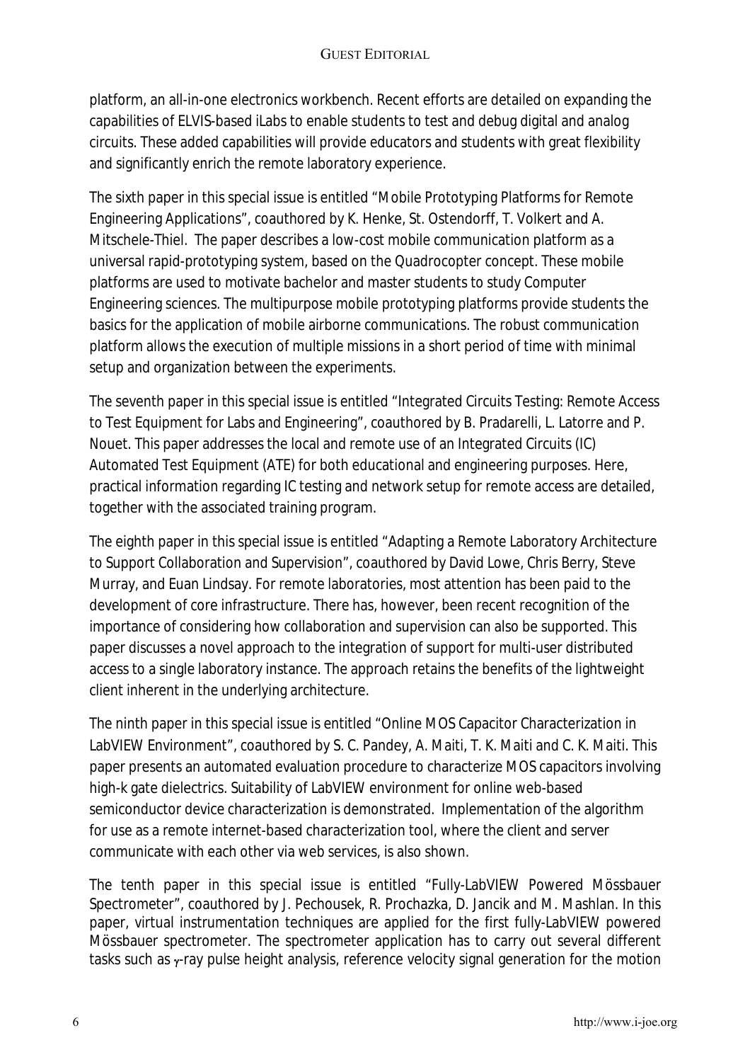platform, an all-in-one electronics workbench. Recent efforts are detailed on expanding the capabilities of ELVIS-based iLabs to enable students to test and debug digital and analog circuits. These added capabilities will provide educators and students with great flexibility and significantly enrich the remote laboratory experience.

The sixth paper in this special issue is entitled "Mobile Prototyping Platforms for Remote Engineering Applications", coauthored by K. Henke, St. Ostendorff, T. Volkert and A. Mitschele-Thiel. The paper describes a low-cost mobile communication platform as a universal rapid-prototyping system, based on the Quadrocopter concept. These mobile platforms are used to motivate bachelor and master students to study Computer Engineering sciences. The multipurpose mobile prototyping platforms provide students the basics for the application of mobile airborne communications. The robust communication platform allows the execution of multiple missions in a short period of time with minimal setup and organization between the experiments.

The seventh paper in this special issue is entitled "Integrated Circuits Testing: Remote Access to Test Equipment for Labs and Engineering", coauthored by B. Pradarelli, L. Latorre and P. Nouet. This paper addresses the local and remote use of an Integrated Circuits (IC) Automated Test Equipment (ATE) for both educational and engineering purposes. Here, practical information regarding IC testing and network setup for remote access are detailed, together with the associated training program.

The eighth paper in this special issue is entitled "Adapting a Remote Laboratory Architecture to Support Collaboration and Supervision", coauthored by David Lowe, Chris Berry, Steve Murray, and Euan Lindsay. For remote laboratories, most attention has been paid to the development of core infrastructure. There has, however, been recent recognition of the importance of considering how collaboration and supervision can also be supported. This paper discusses a novel approach to the integration of support for multi-user distributed access to a single laboratory instance. The approach retains the benefits of the lightweight client inherent in the underlying architecture.

The ninth paper in this special issue is entitled "Online MOS Capacitor Characterization in LabVIEW Environment", coauthored by S. C. Pandey, A. Maiti, T. K. Maiti and C. K. Maiti. This paper presents an automated evaluation procedure to characterize MOS capacitors involving high-k gate dielectrics. Suitability of LabVIEW environment for online web-based semiconductor device characterization is demonstrated. Implementation of the algorithm for use as a remote internet-based characterization tool, where the client and server communicate with each other via web services, is also shown.

The tenth paper in this special issue is entitled "Fully-LabVIEW Powered Mössbauer Spectrometer", coauthored by J. Pechousek, R. Prochazka, D. Jancik and M. Mashlan. In this paper, virtual instrumentation techniques are applied for the first fully-LabVIEW powered Mössbauer spectrometer. The spectrometer application has to carry out several different tasks such as $\gamma$-ray pulse height analysis, reference velocity signal generation for the motion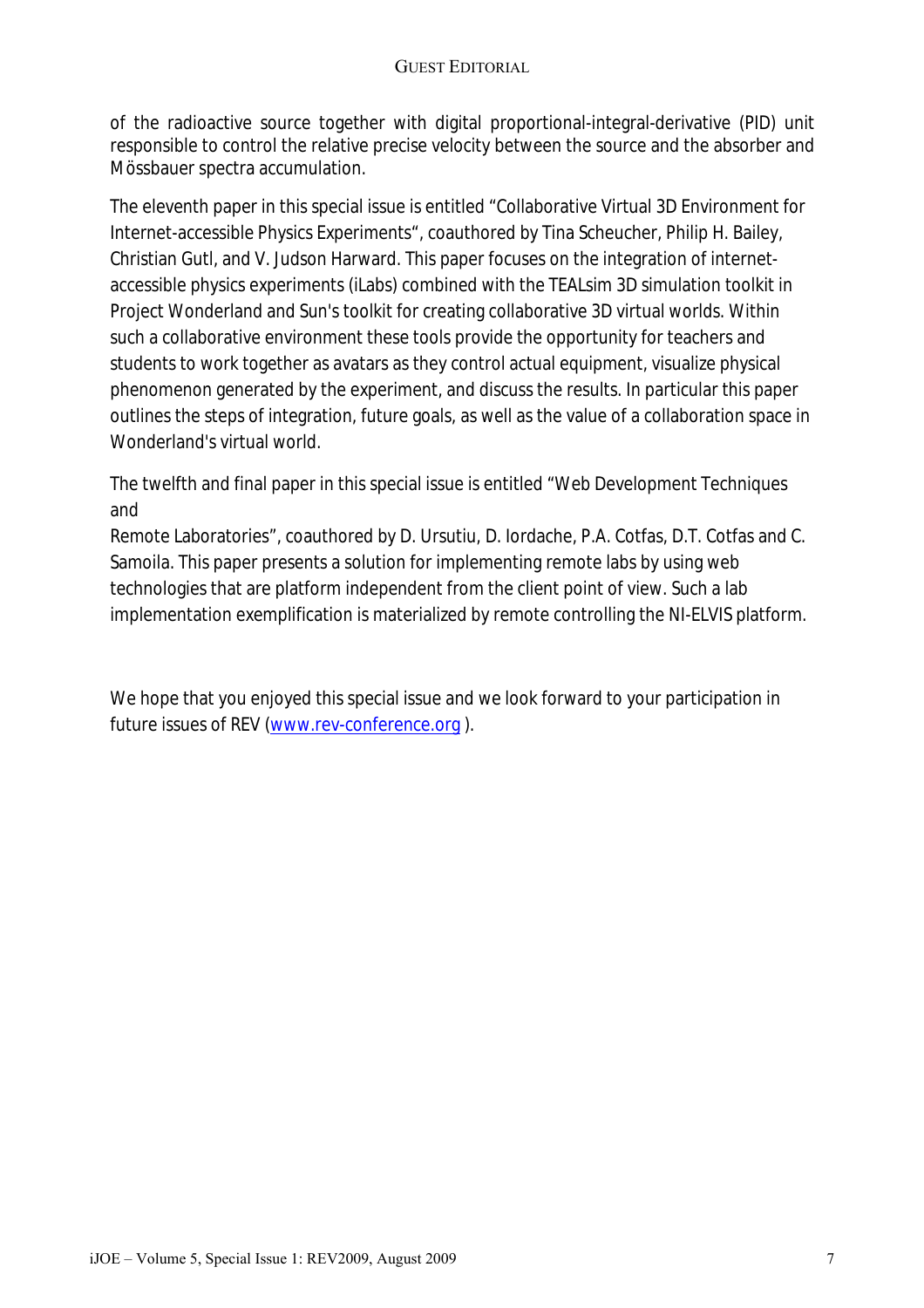of the radioactive source together with digital proportional-integral-derivative (PID) unit responsible to control the relative precise velocity between the source and the absorber and Mössbauer spectra accumulation.

The eleventh paper in this special issue is entitled "Collaborative Virtual 3D Environment for Internet-accessible Physics Experiments", coauthored by Tina Scheucher, Philip H. Bailey, Christian Gutl, and V. Judson Harward. This paper focuses on the integration of internet-accessible physics experiments (iLabs) combined with the TEALsim 3D simulation toolkit in Project Wonderland and Sun's toolkit for creating collaborative 3D virtual worlds. Within such a collaborative environment these tools provide the opportunity for teachers and students to work together as avatars as they control actual equipment, visualize physical phenomenon generated by the experiment, and discuss the results. In particular this paper outlines the steps of integration, future goals, as well as the value of a collaboration space in Wonderland's virtual world.

The twelfth and final paper in this special issue is entitled "Web Development Techniques and
Remote Laboratories", coauthored by D. Ursutiu, D. Iordache, P.A. Cotfas, D.T. Cotfas and C. Samoila. This paper presents a solution for implementing remote labs by using web technologies that are platform independent from the client point of view. Such a lab implementation exemplification is materialized by remote controlling the NI-ELVIS platform.

We hope that you enjoyed this special issue and we look forward to your participation in future issues of REV (www.rev-conference.org ).